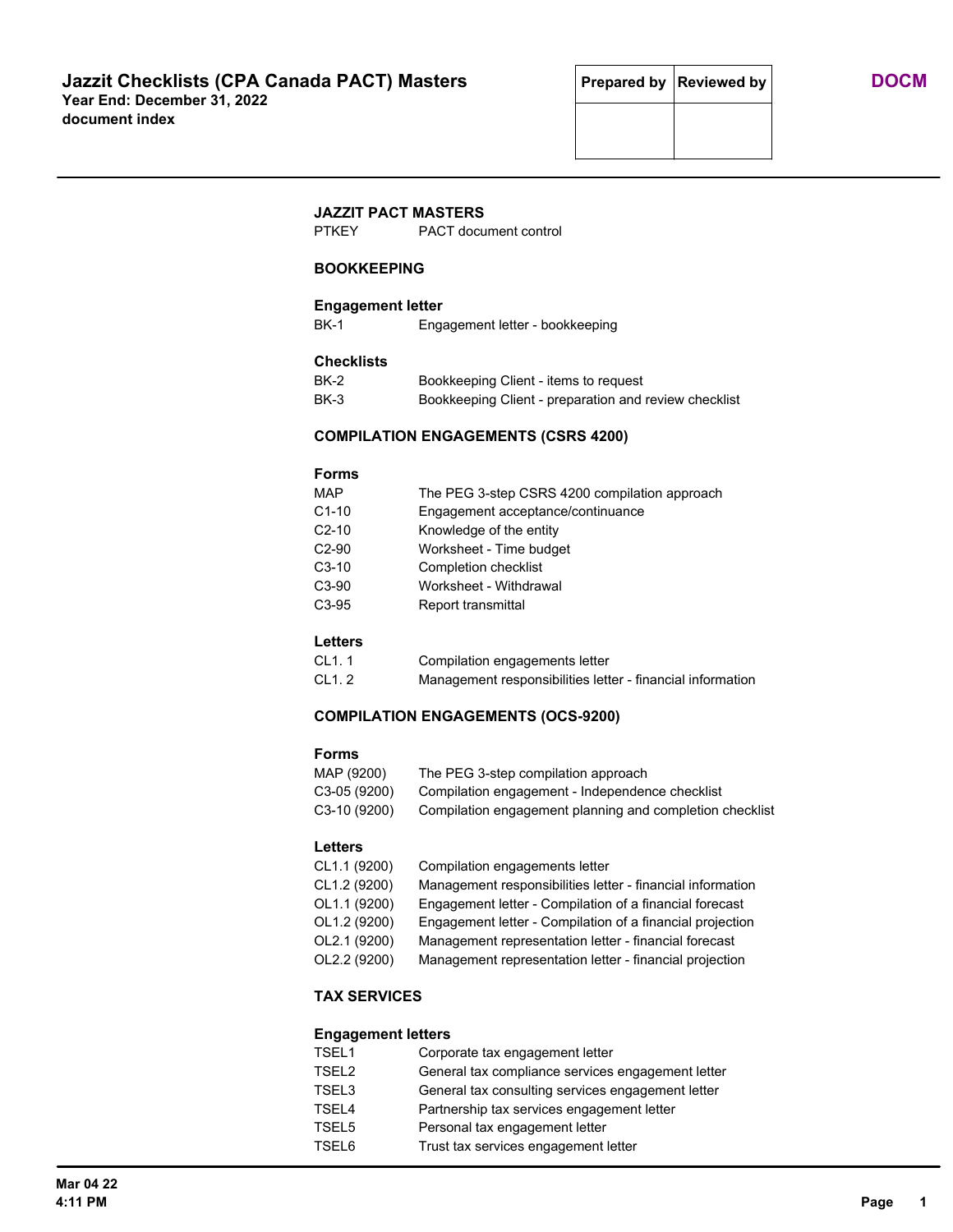# Jazzit Checklists (CPA Canada PACT) Masters

**Year End: December 31, 2022**

**document index**

| Prepared by | Reviewed by |
|---|---|
| | |

**DOCM**

## JAZZIT PACT MASTERS

| | |
|---|---|
| PTKEY | PACT document control |

## BOOKKEEPING

### Engagement letter

| | |
|---|---|
| BK-1 | Engagement letter - bookkeeping |

### Checklists

| | |
|---|---|
| BK-2 | Bookkeeping Client - items to request |
| BK-3 | Bookkeeping Client - preparation and review checklist |

## COMPILATION ENGAGEMENTS (CSRS 4200)

### Forms

| | |
|---|---|
| MAP | The PEG 3-step CSRS 4200 compilation approach |
| C1-10 | Engagement acceptance/continuance |
| C2-10 | Knowledge of the entity |
| C2-90 | Worksheet - Time budget |
| C3-10 | Completion checklist |
| C3-90 | Worksheet - Withdrawal |
| C3-95 | Report transmittal |

### Letters

| | |
|---|---|
| CL1. 1 | Compilation engagements letter |
| CL1. 2 | Management responsibilities letter - financial information |

## COMPILATION ENGAGEMENTS (OCS-9200)

### Forms

| | |
|---|---|
| MAP (9200) | The PEG 3-step compilation approach |
| C3-05 (9200) | Compilation engagement - Independence checklist |
| C3-10 (9200) | Compilation engagement planning and completion checklist |

### Letters

| | |
|---|---|
| CL1.1 (9200) | Compilation engagements letter |
| CL1.2 (9200) | Management responsibilities letter - financial information |
| OL1.1 (9200) | Engagement letter - Compilation of a financial forecast |
| OL1.2 (9200) | Engagement letter - Compilation of a financial projection |
| OL2.1 (9200) | Management representation letter - financial forecast |
| OL2.2 (9200) | Management representation letter - financial projection |

## TAX SERVICES

### Engagement letters

| | |
|---|---|
| TSEL1 | Corporate tax engagement letter |
| TSEL2 | General tax compliance services engagement letter |
| TSEL3 | General tax consulting services engagement letter |
| TSEL4 | Partnership tax services engagement letter |
| TSEL5 | Personal tax engagement letter |
| TSEL6 | Trust tax services engagement letter |

Mar 04 22
4:11 PM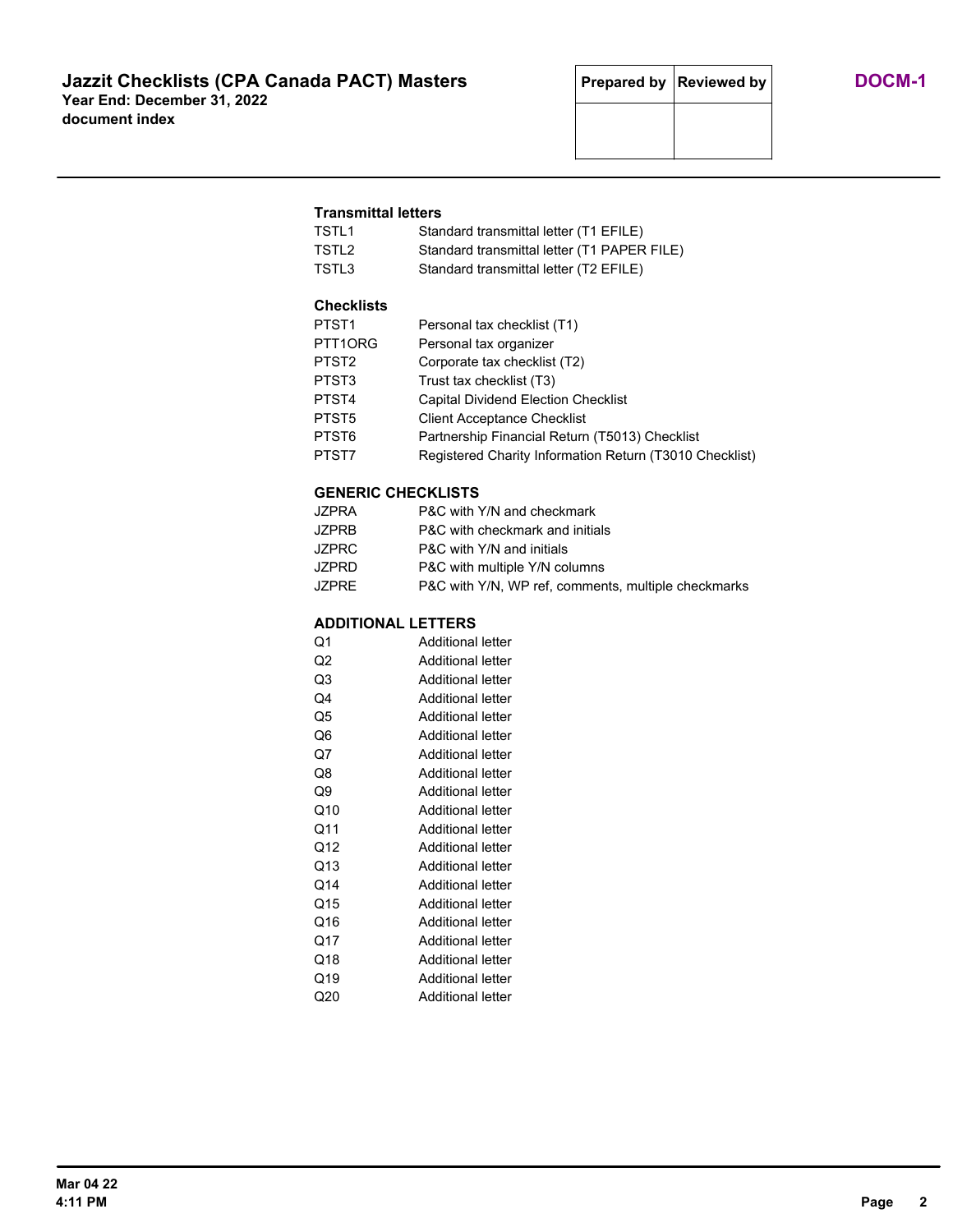# Jazzit Checklists (CPA Canada PACT) Masters

**Year End: December 31, 2022**
**document index**

| Prepared by | Reviewed by |
| --- | --- |
| | |

**DOCM-1**

### Transmittal letters

| | |
| --- | --- |
| TSTL1 | Standard transmittal letter (T1 EFILE) |
| TSTL2 | Standard transmittal letter (T1 PAPER FILE) |
| TSTL3 | Standard transmittal letter (T2 EFILE) |

### Checklists

| | |
| --- | --- |
| PTST1 | Personal tax checklist (T1) |
| PTT1ORG | Personal tax organizer |
| PTST2 | Corporate tax checklist (T2) |
| PTST3 | Trust tax checklist (T3) |
| PTST4 | Capital Dividend Election Checklist |
| PTST5 | Client Acceptance Checklist |
| PTST6 | Partnership Financial Return (T5013) Checklist |
| PTST7 | Registered Charity Information Return (T3010 Checklist) |

### GENERIC CHECKLISTS

| | |
| --- | --- |
| JZPRA | P&C with Y/N and checkmark |
| JZPRB | P&C with checkmark and initials |
| JZPRC | P&C with Y/N and initials |
| JZPRD | P&C with multiple Y/N columns |
| JZPRE | P&C with Y/N, WP ref, comments, multiple checkmarks |

### ADDITIONAL LETTERS

| | |
| --- | --- |
| Q1 | Additional letter |
| Q2 | Additional letter |
| Q3 | Additional letter |
| Q4 | Additional letter |
| Q5 | Additional letter |
| Q6 | Additional letter |
| Q7 | Additional letter |
| Q8 | Additional letter |
| Q9 | Additional letter |
| Q10 | Additional letter |
| Q11 | Additional letter |
| Q12 | Additional letter |
| Q13 | Additional letter |
| Q14 | Additional letter |
| Q15 | Additional letter |
| Q16 | Additional letter |
| Q17 | Additional letter |
| Q18 | Additional letter |
| Q19 | Additional letter |
| Q20 | Additional letter |

Mar 04 22
4:11 PM